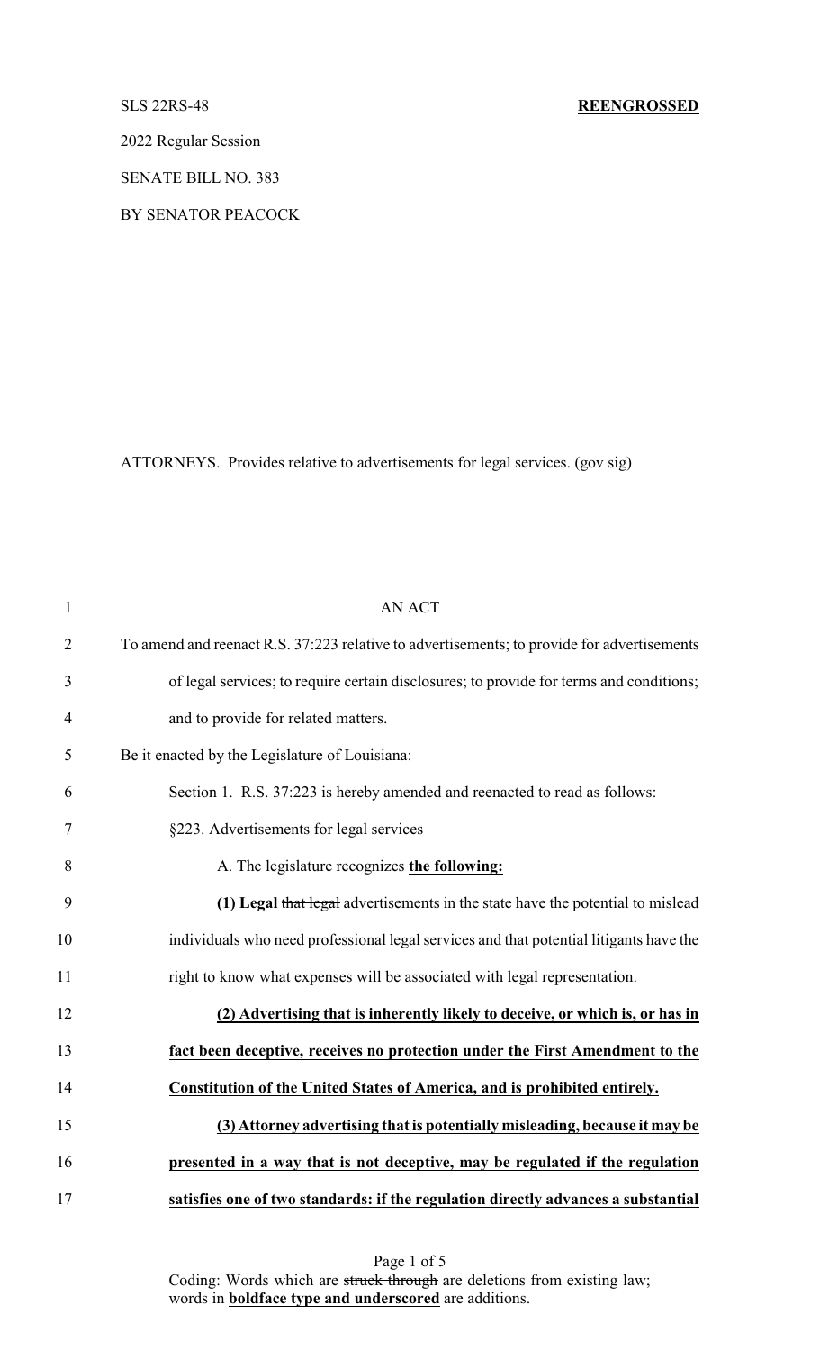SLS 22RS-48 **REENGROSSED**

2022 Regular Session

SENATE BILL NO. 383

BY SENATOR PEACOCK

ATTORNEYS. Provides relative to advertisements for legal services. (gov sig)

AN ACT

To amend and reenact R.S. 37:223 relative to advertisements; to provide for advertisements of legal services; to require certain disclosures; to provide for terms and conditions; and to provide for related matters.

Be it enacted by the Legislature of Louisiana:

Section 1. R.S. 37:223 is hereby amended and reenacted to read as follows:

§223. Advertisements for legal services

A. The legislature recognizes **<u>the following:</u>**

**<u>(1) Legal</u>** ~~that legal~~ advertisements in the state have the potential to mislead individuals who need professional legal services and that potential litigants have the right to know what expenses will be associated with legal representation.

**<u>(2) Advertising that is inherently likely to deceive, or which is, or has in fact been deceptive, receives no protection under the First Amendment to the Constitution of the United States of America, and is prohibited entirely.</u>**

**<u>(3) Attorney advertising that is potentially misleading, because it may be presented in a way that is not deceptive, may be regulated if the regulation satisfies one of two standards: if the regulation directly advances a substantial</u>**

Coding: Words which are ~~struck through~~ are deletions from existing law; words in **<u>boldface type and underscored</u>** are additions.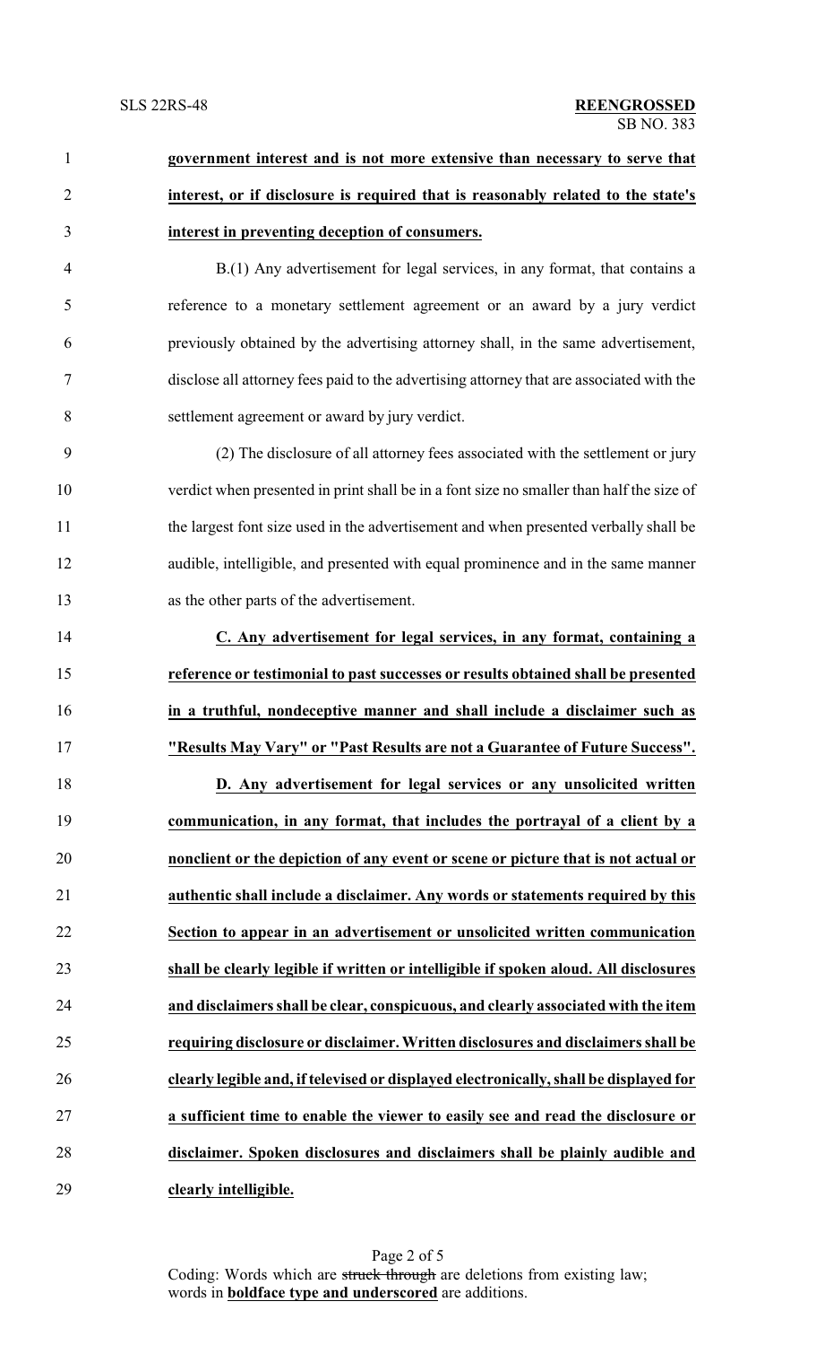**government interest and is not more extensive than necessary to serve that interest, or if disclosure is required that is reasonably related to the state's interest in preventing deception of consumers.**

B.(1) Any advertisement for legal services, in any format, that contains a reference to a monetary settlement agreement or an award by a jury verdict previously obtained by the advertising attorney shall, in the same advertisement, disclose all attorney fees paid to the advertising attorney that are associated with the settlement agreement or award by jury verdict.

(2) The disclosure of all attorney fees associated with the settlement or jury verdict when presented in print shall be in a font size no smaller than half the size of the largest font size used in the advertisement and when presented verbally shall be audible, intelligible, and presented with equal prominence and in the same manner as the other parts of the advertisement.

**C. Any advertisement for legal services, in any format, containing a reference or testimonial to past successes or results obtained shall be presented in a truthful, nondeceptive manner and shall include a disclaimer such as "Results May Vary" or "Past Results are not a Guarantee of Future Success".**

**D. Any advertisement for legal services or any unsolicited written communication, in any format, that includes the portrayal of a client by a nonclient or the depiction of any event or scene or picture that is not actual or authentic shall include a disclaimer. Any words or statements required by this Section to appear in an advertisement or unsolicited written communication shall be clearly legible if written or intelligible if spoken aloud. All disclosures and disclaimers shall be clear, conspicuous, and clearly associated with the item requiring disclosure or disclaimer. Written disclosures and disclaimers shall be clearly legible and, if televised or displayed electronically, shall be displayed for a sufficient time to enable the viewer to easily see and read the disclosure or disclaimer. Spoken disclosures and disclaimers shall be plainly audible and clearly intelligible.**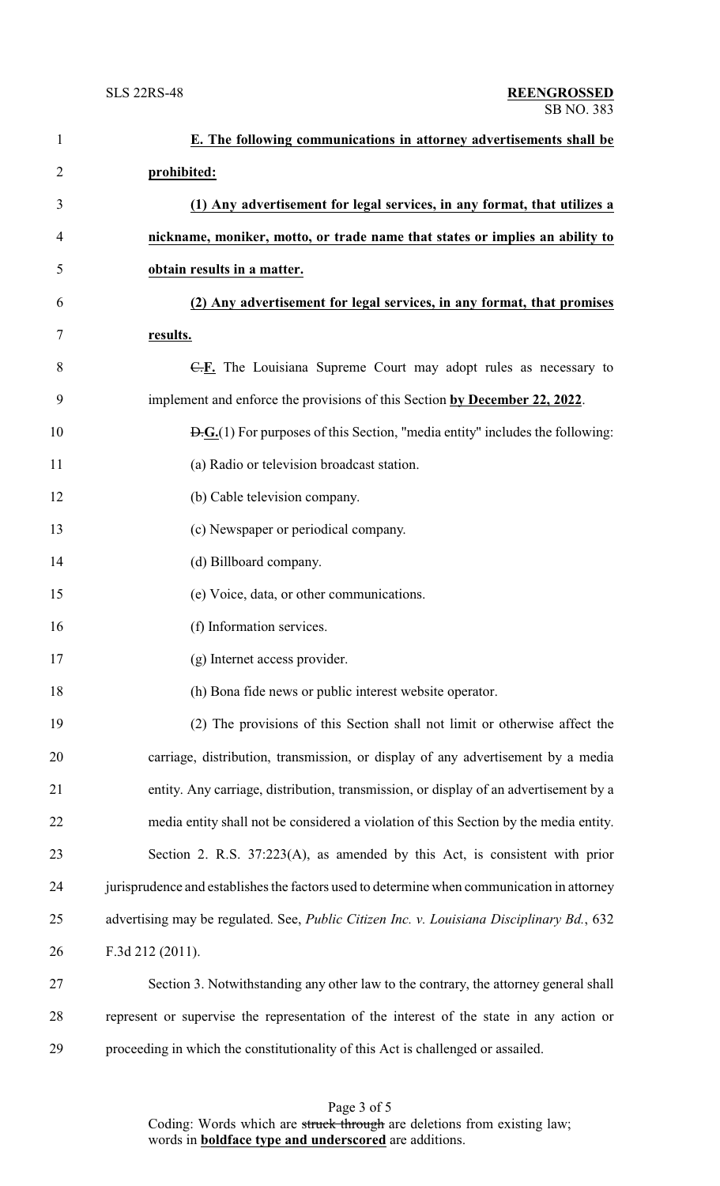**E. The following communications in attorney advertisements shall be prohibited:**

**(1) Any advertisement for legal services, in any format, that utilizes a nickname, moniker, motto, or trade name that states or implies an ability to obtain results in a matter.**

**(2) Any advertisement for legal services, in any format, that promises results.**

~~C.~~**F.** The Louisiana Supreme Court may adopt rules as necessary to implement and enforce the provisions of this Section **by December 22, 2022**.

~~D.~~**G.**(1) For purposes of this Section, "media entity" includes the following:

(a) Radio or television broadcast station.

(b) Cable television company.

(c) Newspaper or periodical company.

(d) Billboard company.

(e) Voice, data, or other communications.

(f) Information services.

(g) Internet access provider.

(h) Bona fide news or public interest website operator.

(2) The provisions of this Section shall not limit or otherwise affect the carriage, distribution, transmission, or display of any advertisement by a media entity. Any carriage, distribution, transmission, or display of an advertisement by a media entity shall not be considered a violation of this Section by the media entity.

Section 2. R.S. 37:223(A), as amended by this Act, is consistent with prior jurisprudence and establishes the factors used to determine when communication in attorney advertising may be regulated. See, *Public Citizen Inc. v. Louisiana Disciplinary Bd.*, 632 F.3d 212 (2011).

Section 3. Notwithstanding any other law to the contrary, the attorney general shall represent or supervise the representation of the interest of the state in any action or proceeding in which the constitutionality of this Act is challenged or assailed.

Coding: Words which are ~~struck through~~ are deletions from existing law; words in **boldface type and underscored** are additions.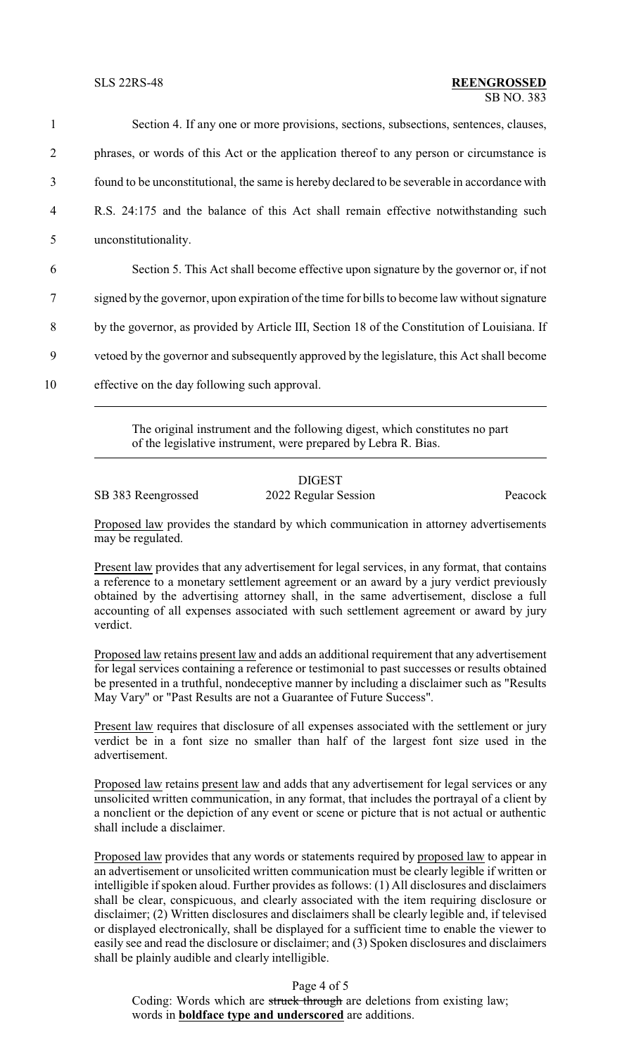Section 4. If any one or more provisions, sections, subsections, sentences, clauses, phrases, or words of this Act or the application thereof to any person or circumstance is found to be unconstitutional, the same is hereby declared to be severable in accordance with R.S. 24:175 and the balance of this Act shall remain effective notwithstanding such unconstitutionality.

Section 5. This Act shall become effective upon signature by the governor or, if not signed by the governor, upon expiration of the time for bills to become law without signature by the governor, as provided by Article III, Section 18 of the Constitution of Louisiana. If vetoed by the governor and subsequently approved by the legislature, this Act shall become effective on the day following such approval.

---

The original instrument and the following digest, which constitutes no part of the legislative instrument, were prepared by Lebra R. Bias.

---

DIGEST

SB 383 Reengrossed — 2022 Regular Session — Peacock

Proposed law provides the standard by which communication in attorney advertisements may be regulated.

Present law provides that any advertisement for legal services, in any format, that contains a reference to a monetary settlement agreement or an award by a jury verdict previously obtained by the advertising attorney shall, in the same advertisement, disclose a full accounting of all expenses associated with such settlement agreement or award by jury verdict.

Proposed law retains present law and adds an additional requirement that any advertisement for legal services containing a reference or testimonial to past successes or results obtained be presented in a truthful, nondeceptive manner by including a disclaimer such as "Results May Vary" or "Past Results are not a Guarantee of Future Success".

Present law requires that disclosure of all expenses associated with the settlement or jury verdict be in a font size no smaller than half of the largest font size used in the advertisement.

Proposed law retains present law and adds that any advertisement for legal services or any unsolicited written communication, in any format, that includes the portrayal of a client by a nonclient or the depiction of any event or scene or picture that is not actual or authentic shall include a disclaimer.

Proposed law provides that any words or statements required by proposed law to appear in an advertisement or unsolicited written communication must be clearly legible if written or intelligible if spoken aloud. Further provides as follows: (1) All disclosures and disclaimers shall be clear, conspicuous, and clearly associated with the item requiring disclosure or disclaimer; (2) Written disclosures and disclaimers shall be clearly legible and, if televised or displayed electronically, shall be displayed for a sufficient time to enable the viewer to easily see and read the disclosure or disclaimer; and (3) Spoken disclosures and disclaimers shall be plainly audible and clearly intelligible.

Coding: Words which are ~~struck through~~ are deletions from existing law; words in **boldface type and underscored** are additions.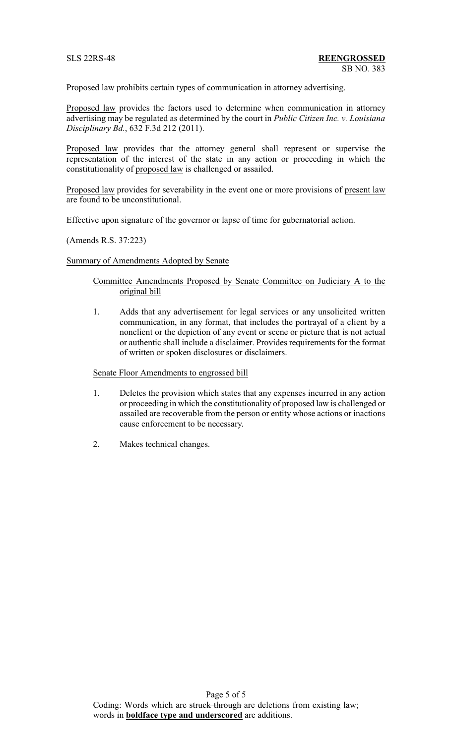Proposed law prohibits certain types of communication in attorney advertising.

Proposed law provides the factors used to determine when communication in attorney advertising may be regulated as determined by the court in *Public Citizen Inc. v. Louisiana Disciplinary Bd.*, 632 F.3d 212 (2011).

Proposed law provides that the attorney general shall represent or supervise the representation of the interest of the state in any action or proceeding in which the constitutionality of proposed law is challenged or assailed.

Proposed law provides for severability in the event one or more provisions of present law are found to be unconstitutional.

Effective upon signature of the governor or lapse of time for gubernatorial action.

(Amends R.S. 37:223)

Summary of Amendments Adopted by Senate

Committee Amendments Proposed by Senate Committee on Judiciary A to the original bill

1. Adds that any advertisement for legal services or any unsolicited written communication, in any format, that includes the portrayal of a client by a nonclient or the depiction of any event or scene or picture that is not actual or authentic shall include a disclaimer. Provides requirements for the format of written or spoken disclosures or disclaimers.

Senate Floor Amendments to engrossed bill

1. Deletes the provision which states that any expenses incurred in any action or proceeding in which the constitutionality of proposed law is challenged or assailed are recoverable from the person or entity whose actions or inactions cause enforcement to be necessary.
2. Makes technical changes.

Coding: Words which are ~~struck through~~ are deletions from existing law; words in **boldface type and underscored** are additions.